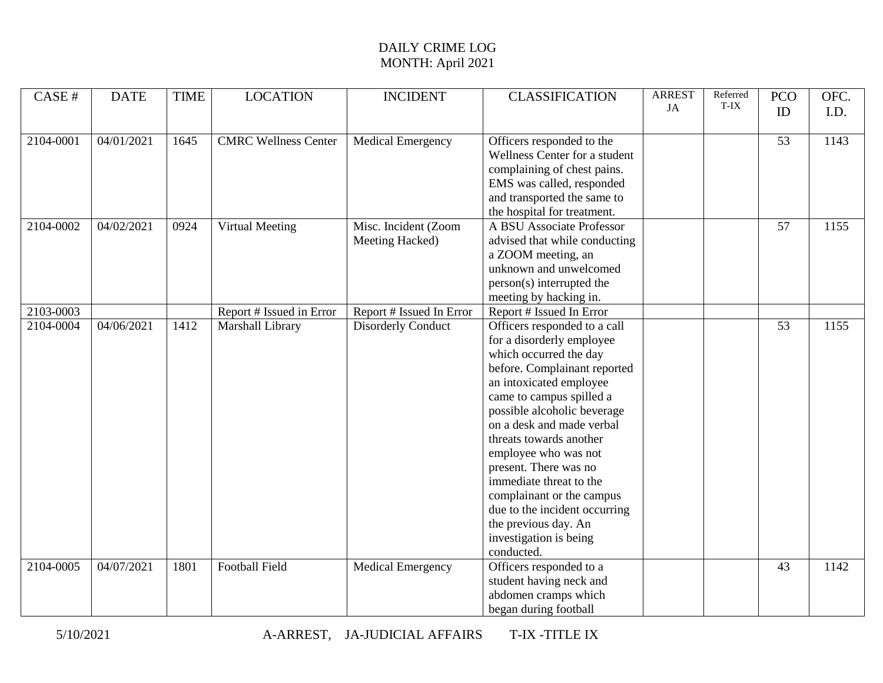# DAILY CRIME LOG

MONTH: April 2021

| CASE # | DATE | TIME | LOCATION | INCIDENT | CLASSIFICATION | ARREST JA | Referred T-IX | PCO ID | OFC. I.D. |
|---|---|---|---|---|---|---|---|---|---|
| 2104-0001 | 04/01/2021 | 1645 | CMRC Wellness Center | Medical Emergency | Officers responded to the Wellness Center for a student complaining of chest pains. EMS was called, responded and transported the same to the hospital for treatment. | | | 53 | 1143 |
| 2104-0002 | 04/02/2021 | 0924 | Virtual Meeting | Misc. Incident (Zoom Meeting Hacked) | A BSU Associate Professor advised that while conducting a ZOOM meeting, an unknown and unwelcomed person(s) interrupted the meeting by hacking in. | | | 57 | 1155 |
| 2103-0003 | | | Report # Issued in Error | Report # Issued In Error | Report # Issued In Error | | | | |
| 2104-0004 | 04/06/2021 | 1412 | Marshall Library | Disorderly Conduct | Officers responded to a call for a disorderly employee which occurred the day before. Complainant reported an intoxicated employee came to campus spilled a possible alcoholic beverage on a desk and made verbal threats towards another employee who was not present. There was no immediate threat to the complainant or the campus due to the incident occurring the previous day. An investigation is being conducted. | | | 53 | 1155 |
| 2104-0005 | 04/07/2021 | 1801 | Football Field | Medical Emergency | Officers responded to a student having neck and abdomen cramps which began during football | | | 43 | 1142 |

5/10/2021 A-ARREST, JA-JUDICIAL AFFAIRS T-IX -TITLE IX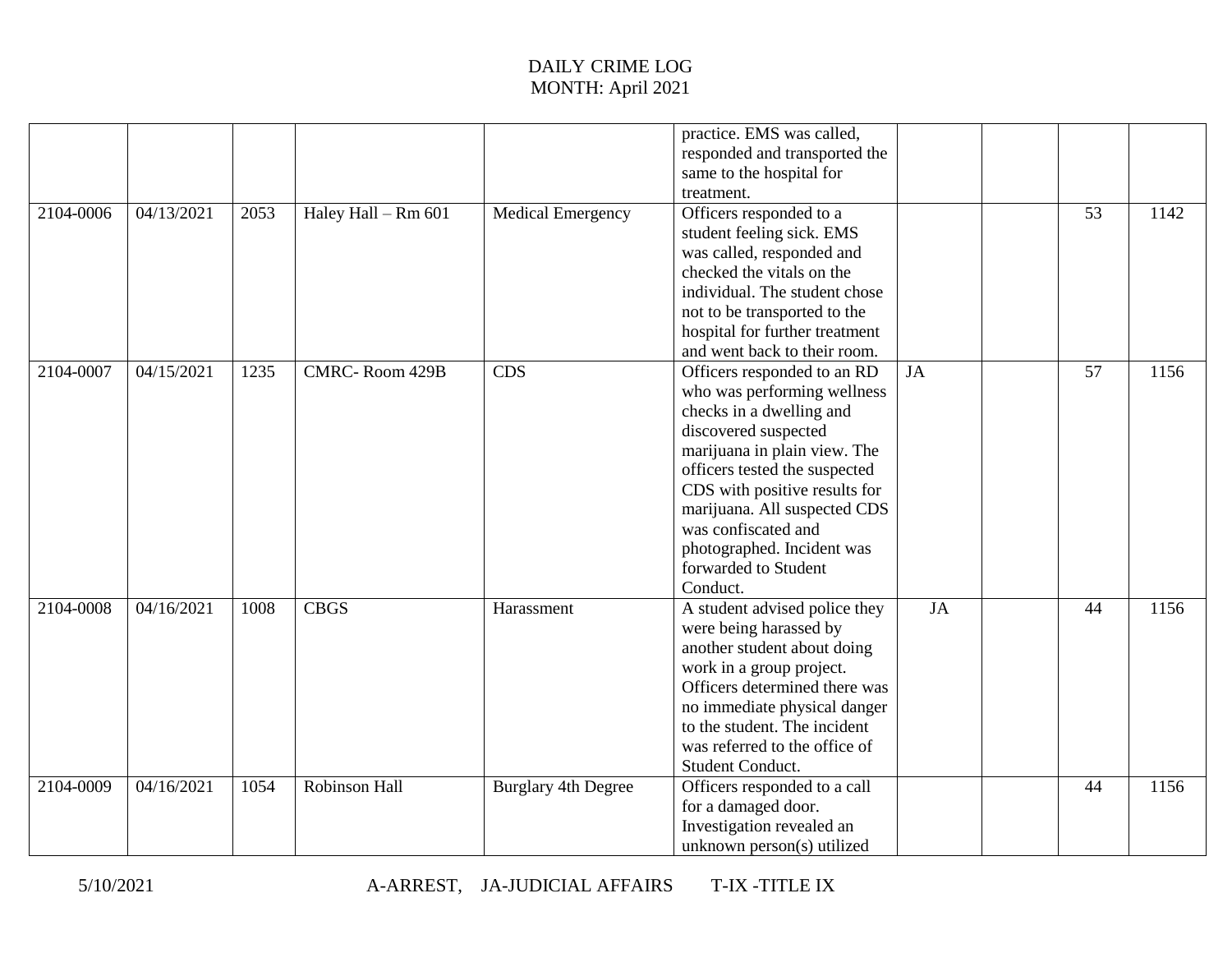# DAILY CRIME LOG
## MONTH: April 2021

| | | | | | | | | | |
|---|---|---|---|---|---|---|---|---|---|
| | | | | | practice. EMS was called, responded and transported the same to the hospital for treatment. | | | | |
| 2104-0006 | 04/13/2021 | 2053 | Haley Hall – Rm 601 | Medical Emergency | Officers responded to a student feeling sick. EMS was called, responded and checked the vitals on the individual. The student chose not to be transported to the hospital for further treatment and went back to their room. | | | 53 | 1142 |
| 2104-0007 | 04/15/2021 | 1235 | CMRC- Room 429B | CDS | Officers responded to an RD who was performing wellness checks in a dwelling and discovered suspected marijuana in plain view. The officers tested the suspected CDS with positive results for marijuana. All suspected CDS was confiscated and photographed. Incident was forwarded to Student Conduct. | JA | | 57 | 1156 |
| 2104-0008 | 04/16/2021 | 1008 | CBGS | Harassment | A student advised police they were being harassed by another student about doing work in a group project. Officers determined there was no immediate physical danger to the student. The incident was referred to the office of Student Conduct. | JA | | 44 | 1156 |
| 2104-0009 | 04/16/2021 | 1054 | Robinson Hall | Burglary 4th Degree | Officers responded to a call for a damaged door. Investigation revealed an unknown person(s) utilized | | | 44 | 1156 |

5/10/2021 A-ARREST, JA-JUDICIAL AFFAIRS T-IX -TITLE IX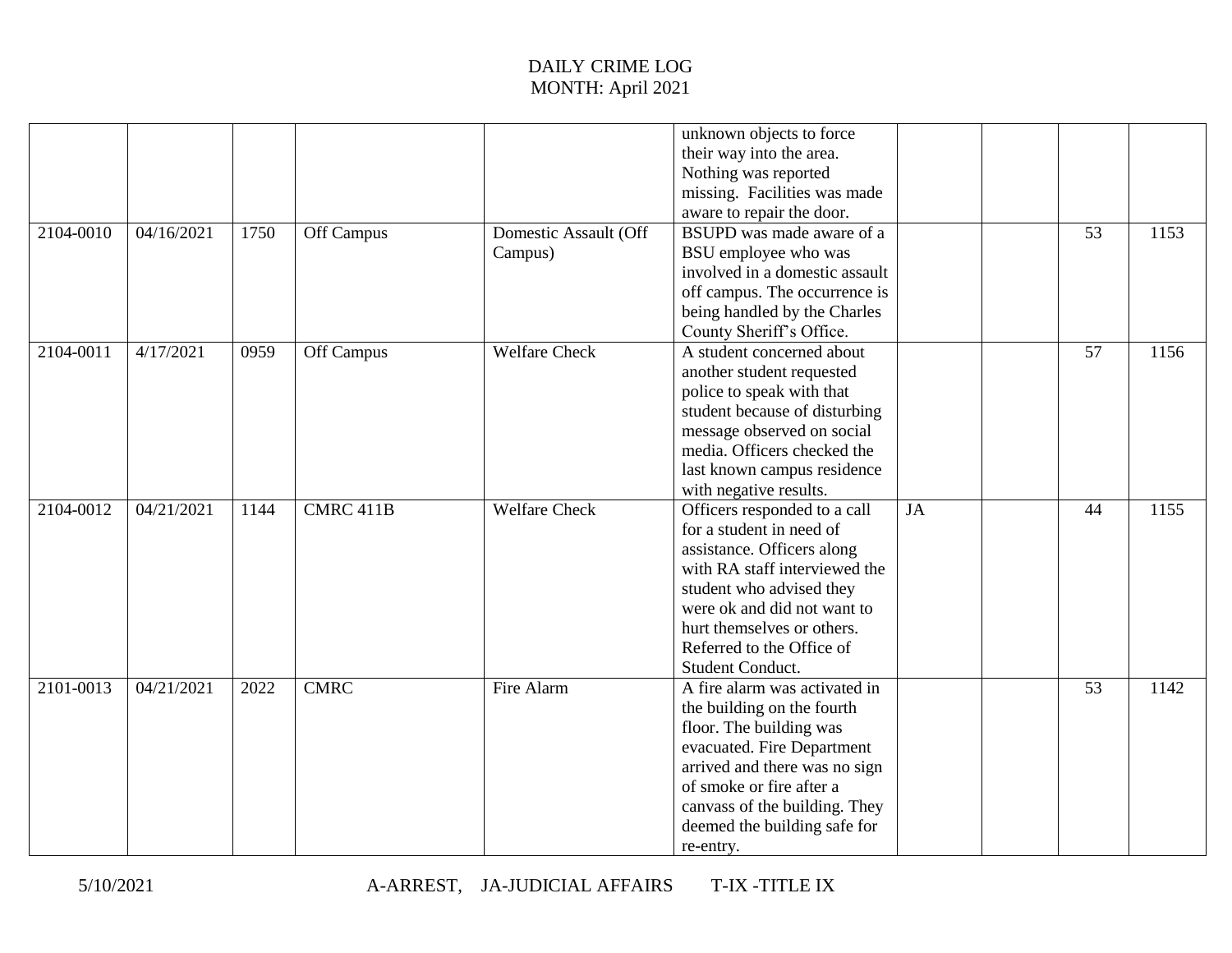DAILY CRIME LOG
MONTH: April 2021

| | | | | | | | | | |
|---|---|---|---|---|---|---|---|---|---|
| | | | | | unknown objects to force their way into the area. Nothing was reported missing. Facilities was made aware to repair the door. | | | | |
| 2104-0010 | 04/16/2021 | 1750 | Off Campus | Domestic Assault (Off Campus) | BSUPD was made aware of a BSU employee who was involved in a domestic assault off campus. The occurrence is being handled by the Charles County Sheriff's Office. | | | 53 | 1153 |
| 2104-0011 | 4/17/2021 | 0959 | Off Campus | Welfare Check | A student concerned about another student requested police to speak with that student because of disturbing message observed on social media. Officers checked the last known campus residence with negative results. | | | 57 | 1156 |
| 2104-0012 | 04/21/2021 | 1144 | CMRC 411B | Welfare Check | Officers responded to a call for a student in need of assistance. Officers along with RA staff interviewed the student who advised they were ok and did not want to hurt themselves or others. Referred to the Office of Student Conduct. | JA | | 44 | 1155 |
| 2101-0013 | 04/21/2021 | 2022 | CMRC | Fire Alarm | A fire alarm was activated in the building on the fourth floor. The building was evacuated. Fire Department arrived and there was no sign of smoke or fire after a canvass of the building. They deemed the building safe for re-entry. | | | 53 | 1142 |

5/10/2021 A-ARREST, JA-JUDICIAL AFFAIRS T-IX -TITLE IX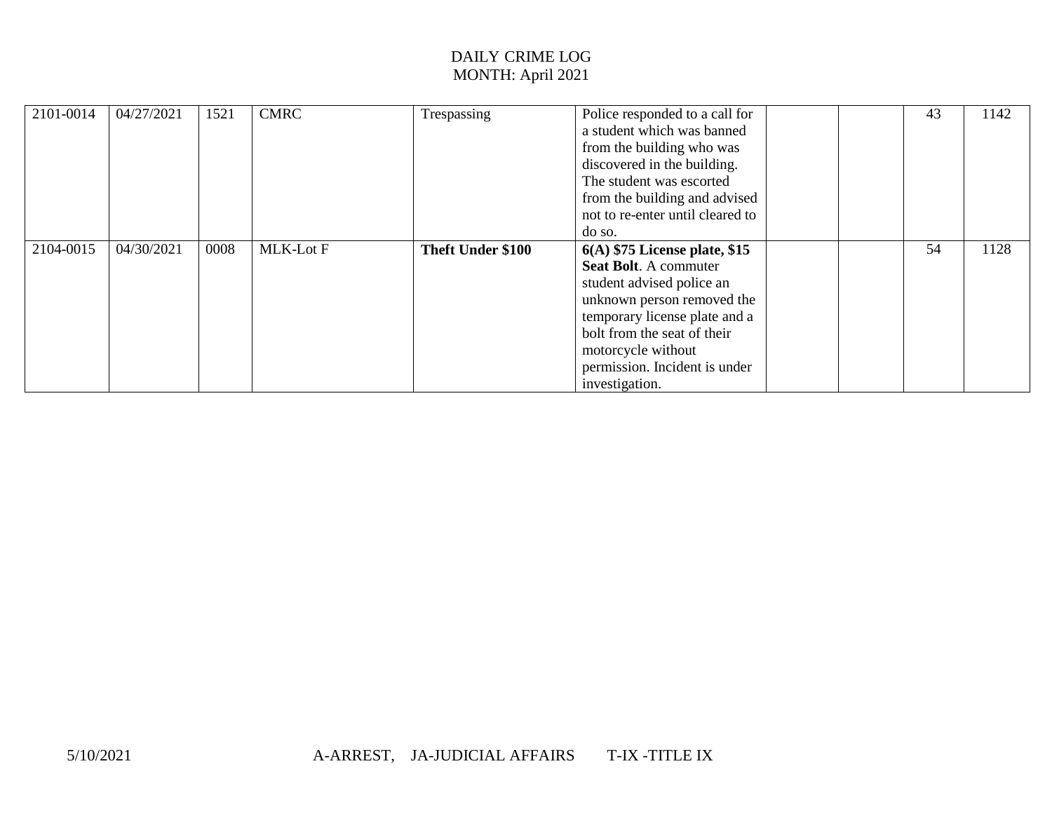DAILY CRIME LOG
MONTH: April 2021

| | | | | | | | | | |
|---|---|---|---|---|---|---|---|---|---|
| 2101-0014 | 04/27/2021 | 1521 | CMRC | Trespassing | Police responded to a call for a student which was banned from the building who was discovered in the building. The student was escorted from the building and advised not to re-enter until cleared to do so. | | | 43 | 1142 |
| 2104-0015 | 04/30/2021 | 0008 | MLK-Lot F | **Theft Under $100** | **6(A) $75 License plate, $15 Seat Bolt**. A commuter student advised police an unknown person removed the temporary license plate and a bolt from the seat of their motorcycle without permission. Incident is under investigation. | | | 54 | 1128 |

5/10/2021 A-ARREST, JA-JUDICIAL AFFAIRS T-IX -TITLE IX